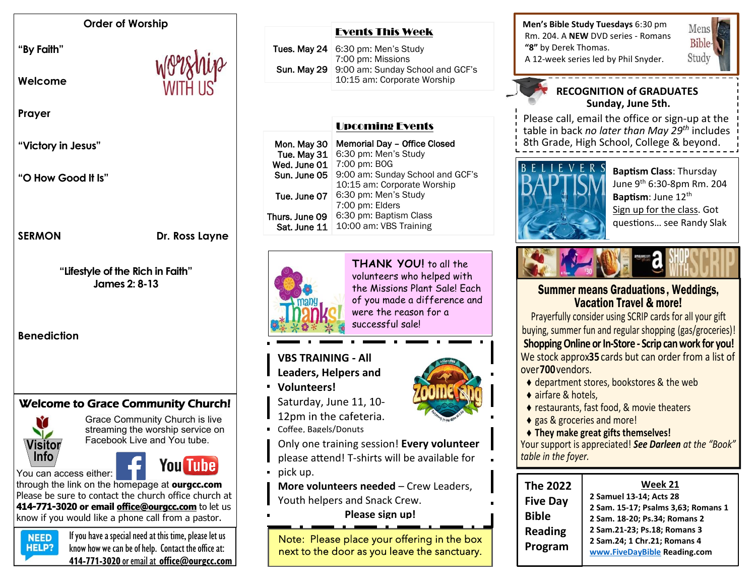## Order of Worship

"By Faith"

Welcome

Prayer

"Victory in Jesus"

"O How Good It Is"

**SERMON** — Dr. Ross Layne

"Lifestyle of the Rich in Faith"
James 2: 8-13

**Benediction**

## Welcome to Grace Community Church!

Visitor Info

Grace Community Church is live streaming the worship service on Facebook Live and You tube.

You can access either: through the link on the homepage at **ourgcc.com**

Please be sure to contact the church office church at **414-771-3020 or email office@ourgcc.com** to let us know if you would like a phone call from a pastor.

**NEED HELP?** If you have a special need at this time, please let us know how we can be of help. Contact the office at: **414-771-3020** or email at **office@ourgcc.com**

## Events This Week

| | |
|---|---|
| Tues. May 24 | 6:30 pm: Men's Study<br>7:00 pm: Missions |
| Sun. May 29 | 9:00 am: Sunday School and GCF's<br>10:15 am: Corporate Worship |

## Upcoming Events

| | |
|---|---|
| Mon. May 30 | Memorial Day – Office Closed |
| Tue. May 31 | 6:30 pm: Men's Study |
| Wed. June 01 | 7:00 pm: BOG |
| Sun. June 05 | 9:00 am: Sunday School and GCF's<br>10:15 am: Corporate Worship |
| Tue. June 07 | 6:30 pm: Men's Study<br>7:00 pm: Elders |
| Thurs. June 09 | 6:30 pm: Baptism Class |
| Sat. June 11 | 10:00 am: VBS Training |

**THANK YOU!** to all the volunteers who helped with the Missions Plant Sale! Each of you made a difference and were the reason for a successful sale!

**VBS TRAINING - All Leaders, Helpers and Volunteers!**

Saturday, June 11, 10-12pm in the cafeteria.
Coffee, Bagels/Donuts

Only one training session! **Every volunteer** please attend! T-shirts will be available for pick up.

**More volunteers needed** – Crew Leaders, Youth helpers and Snack Crew.

**Please sign up!**

Note: Please place your offering in the box next to the door as you leave the sanctuary.

**Men's Bible Study Tuesdays** 6:30 pm Rm. 204. A **NEW** DVD series - Romans **"8"** by Derek Thomas. A 12-week series led by Phil Snyder.

## RECOGNITION of GRADUATES
**Sunday, June 5th.**

Please call, email the office or sign-up at the table in back *no later than May 29th* includes 8th Grade, High School, College & beyond.

**Baptism Class**: Thursday June 9th 6:30-8pm Rm. 204
**Baptism**: June 12th
Sign up for the class. Got questions… see Randy Slak

## Summer means Graduations, Weddings, Vacation Travel & more!

Prayerfully consider using SCRIP cards for all your gift buying, summer fun and regular shopping (gas/groceries)!

**Shopping Online or In-Store - Scrip can work for you!**

We stock approx **35** cards but can order from a list of over **700** vendors.

- department stores, bookstores & the web
- airfare & hotels,
- restaurants, fast food, & movie theaters
- gas & groceries and more!
- **They make great gifts themselves!**

*Your support is appreciated! **See Darleen** at the "Book" table in the foyer.*

**The 2022 Five Day Bible Reading Program**

**Week 21**
- 2 Samuel 13-14; Acts 28
- 2 Sam. 15-17; Psalms 3,63; Romans 1
- 2 Sam. 18-20; Ps.34; Romans 2
- 2 Sam.21-23; Ps.18; Romans 3
- 2 Sam.24; 1 Chr.21; Romans 4

www.FiveDayBible Reading.com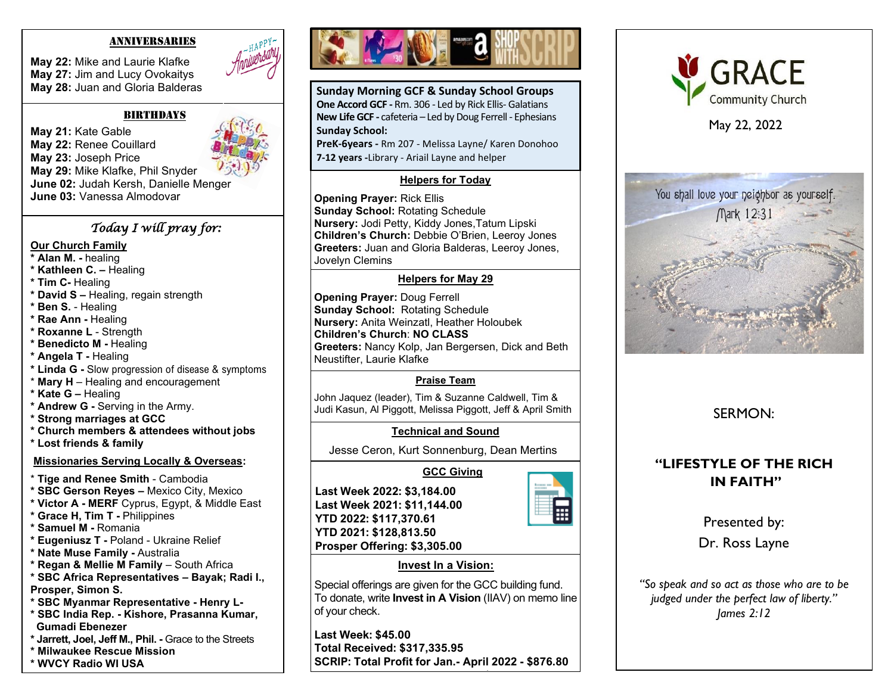## ANNIVERSARIES

**May 22:** Mike and Laurie Klafke
**May 27:** Jim and Lucy Ovokaitys
**May 28:** Juan and Gloria Balderas

## BIRTHDAYS

**May 21:** Kate Gable
**May 22:** Renee Couillard
**May 23:** Joseph Price
**May 29:** Mike Klafke, Phil Snyder
**June 02:** Judah Kersh, Danielle Menger
**June 03:** Vanessa Almodovar

## *Today I will pray for:*

**Our Church Family**

* **Alan M. -** healing
* **Kathleen C. –** Healing
* **Tim C-** Healing
* **David S –** Healing, regain strength
* **Ben S.** - Healing
* **Rae Ann -** Healing
* **Roxanne L** - Strength
* **Benedicto M -** Healing
* **Angela T -** Healing
* **Linda G -** Slow progression of disease & symptoms
* **Mary H** – Healing and encouragement
* **Kate G –** Healing
* **Andrew G -** Serving in the Army.
* **Strong marriages at GCC**
* **Church members & attendees without jobs**
* **Lost friends & family**

**Missionaries Serving Locally & Overseas:**

* **Tige and Renee Smith** - Cambodia
* **SBC Gerson Reyes –** Mexico City, Mexico
* **Victor A - MERF** Cyprus, Egypt, & Middle East
* **Grace H, Tim T -** Philippines
* **Samuel M -** Romania
* **Eugeniusz T -** Poland - Ukraine Relief
* **Nate Muse Family -** Australia
* **Regan & Mellie M Family** – South Africa
* **SBC Africa Representatives – Bayak; Radi I., Prosper, Simon S.**
* **SBC Myanmar Representative - Henry L-**
* **SBC India Rep. - Kishore, Prasanna Kumar, Gumadi Ebenezer**
* **Jarrett, Joel, Jeff M., Phil. -** Grace to the Streets
* **Milwaukee Rescue Mission**
* **WVCY Radio WI USA**

## Sunday Morning GCF & Sunday School Groups

**One Accord GCF -** Rm. 306 - Led by Rick Ellis- Galatians
**New Life GCF -** cafeteria – Led by Doug Ferrell - Ephesians
**Sunday School:**
**PreK-6years -** Rm 207 - Melissa Layne/ Karen Donohoo
**7-12 years -**Library - Ariail Layne and helper

## Helpers for Today

**Opening Prayer:** Rick Ellis
**Sunday School:** Rotating Schedule
**Nursery:** Jodi Petty, Kiddy Jones,Tatum Lipski
**Children's Church:** Debbie O'Brien, Leeroy Jones
**Greeters:** Juan and Gloria Balderas, Leeroy Jones, Jovelyn Clemins

## Helpers for May 29

**Opening Prayer:** Doug Ferrell
**Sunday School:** Rotating Schedule
**Nursery:** Anita Weinzatl, Heather Holoubek
**Children's Church**: **NO CLASS**
**Greeters:** Nancy Kolp, Jan Bergersen, Dick and Beth Neustifter, Laurie Klafke

## Praise Team

John Jaquez (leader), Tim & Suzanne Caldwell, Tim & Judi Kasun, Al Piggott, Melissa Piggott, Jeff & April Smith

## Technical and Sound

Jesse Ceron, Kurt Sonnenburg, Dean Mertins

## GCC Giving

**Last Week 2022: $3,184.00**
**Last Week 2021: $11,144.00**
**YTD 2022: $117,370.61**
**YTD 2021: $128,813.50**
**Prosper Offering: $3,305.00**

## Invest In a Vision:

Special offerings are given for the GCC building fund. To donate, write **Invest in A Vision** (IIAV) on memo line of your check.

**Last Week: $45.00**
**Total Received: $317,335.95**
**SCRIP: Total Profit for Jan.- April 2022 - $876.80**

# GRACE Community Church

May 22, 2022

You shall love your neighbor as yourself.
Mark 12:31

SERMON:

## "LIFESTYLE OF THE RICH IN FAITH"

Presented by:
Dr. Ross Layne

*"So speak and so act as those who are to be judged under the perfect law of liberty."*
*James 2:12*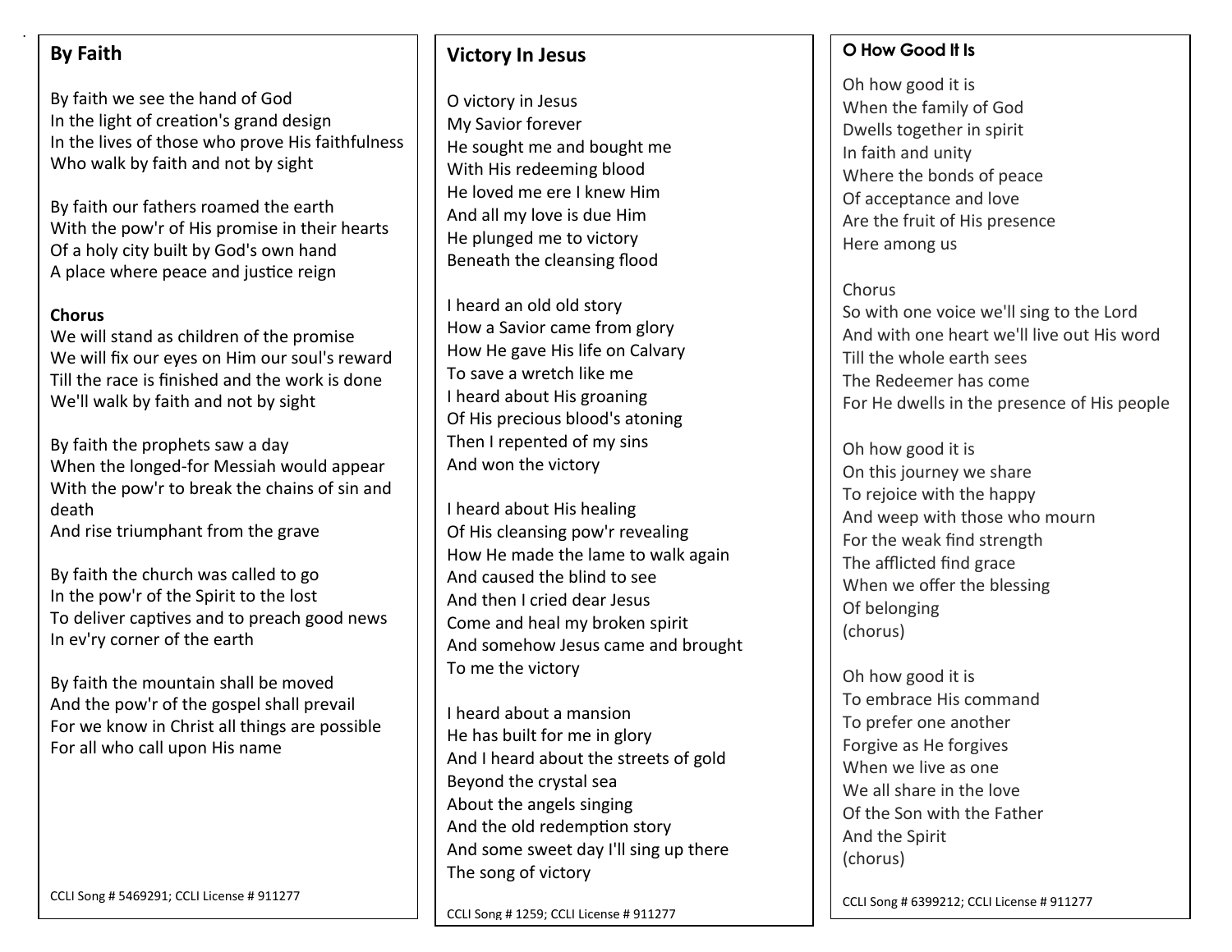## By Faith

By faith we see the hand of God
In the light of creation's grand design
In the lives of those who prove His faithfulness
Who walk by faith and not by sight

By faith our fathers roamed the earth
With the pow'r of His promise in their hearts
Of a holy city built by God's own hand
A place where peace and justice reign

**Chorus**
We will stand as children of the promise
We will fix our eyes on Him our soul's reward
Till the race is finished and the work is done
We'll walk by faith and not by sight

By faith the prophets saw a day
When the longed-for Messiah would appear
With the pow'r to break the chains of sin and death
And rise triumphant from the grave

By faith the church was called to go
In the pow'r of the Spirit to the lost
To deliver captives and to preach good news
In ev'ry corner of the earth

By faith the mountain shall be moved
And the pow'r of the gospel shall prevail
For we know in Christ all things are possible
For all who call upon His name

CCLI Song # 5469291; CCLI License # 911277

## Victory In Jesus

O victory in Jesus
My Savior forever
He sought me and bought me
With His redeeming blood
He loved me ere I knew Him
And all my love is due Him
He plunged me to victory
Beneath the cleansing flood

I heard an old old story
How a Savior came from glory
How He gave His life on Calvary
To save a wretch like me
I heard about His groaning
Of His precious blood's atoning
Then I repented of my sins
And won the victory

I heard about His healing
Of His cleansing pow'r revealing
How He made the lame to walk again
And caused the blind to see
And then I cried dear Jesus
Come and heal my broken spirit
And somehow Jesus came and brought
To me the victory

I heard about a mansion
He has built for me in glory
And I heard about the streets of gold
Beyond the crystal sea
About the angels singing
And the old redemption story
And some sweet day I'll sing up there
The song of victory

CCLI Song # 1259; CCLI License # 911277

## O How Good It Is

Oh how good it is
When the family of God
Dwells together in spirit
In faith and unity
Where the bonds of peace
Of acceptance and love
Are the fruit of His presence
Here among us

Chorus
So with one voice we'll sing to the Lord
And with one heart we'll live out His word
Till the whole earth sees
The Redeemer has come
For He dwells in the presence of His people

Oh how good it is
On this journey we share
To rejoice with the happy
And weep with those who mourn
For the weak find strength
The afflicted find grace
When we offer the blessing
Of belonging
(chorus)

Oh how good it is
To embrace His command
To prefer one another
Forgive as He forgives
When we live as one
We all share in the love
Of the Son with the Father
And the Spirit
(chorus)

CCLI Song # 6399212; CCLI License # 911277